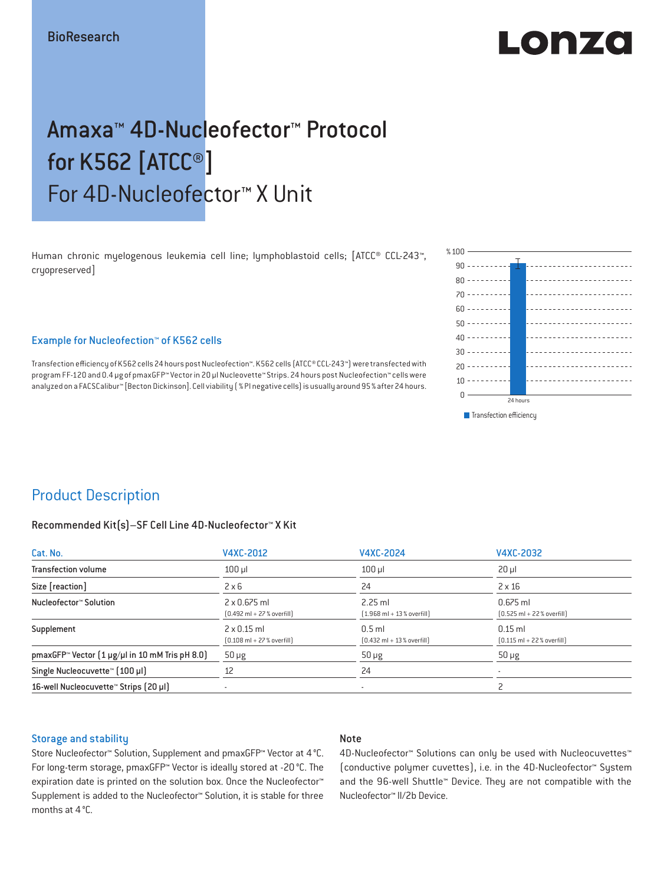BioResearch

# Amaxa™ 4D-Nucleofector™ Protocol for K562 [ATCC®]

## For 4D-Nucleofector™ X Unit

Human chronic myelogenous leukemia cell line; lymphoblastoid cells; [ATCC® CCL-243™, cryopreserved]

### Example for Nucleofection™ of K562 cells

Transfection efficiency of K562 cells 24 hours post Nucleofection™. K562 cells (ATCC® CCL-243™) were transfected with program FF-120 and 0.4 µg of pmaxGFP™ Vector in 20 µl Nucleovette™ Strips. 24 hours post Nucleofection™ cells were analyzed on a FACSCalibur™ [Becton Dickinson]. Cell viability ( % PI negative cells) is usually around 95 % after 24 hours.

## Product Description

### Recommended Kit(s)–SF Cell Line 4D-Nucleofector™ X Kit

| Cat. No. | V4XC-2012 | V4XC-2024 | V4XC-2032 |
|---|---|---|---|
| Transfection volume | 100 µl | 100 µl | 20 µl |
| Size [reaction] | 2 x 6 | 24 | 2 x 16 |
| Nucleofector™ Solution | 2 x 0.675 ml (0.492 ml + 27 % overfill) | 2.25 ml (1.968 ml + 13 % overfill) | 0.675 ml (0.525 ml + 22 % overfill) |
| Supplement | 2 x 0.15 ml (0.108 ml + 27 % overfill) | 0.5 ml (0.432 ml + 13 % overfill) | 0.15 ml (0.115 ml + 22 % overfill) |
| pmaxGFP™ Vector (1 µg/µl in 10 mM Tris pH 8.0) | 50 µg | 50 µg | 50 µg |
| Single Nucleocuvette™ (100 µl) | 12 | 24 | - |
| 16-well Nucleocuvette™ Strips (20 µl) | - | - | 2 |

### Storage and stability

Store Nucleofector™ Solution, Supplement and pmaxGFP™ Vector at 4 °C. For long-term storage, pmaxGFP™ Vector is ideally stored at -20 °C. The expiration date is printed on the solution box. Once the Nucleofector™ Supplement is added to the Nucleofector™ Solution, it is stable for three months at 4 °C.

### Note

4D-Nucleofector™ Solutions can only be used with Nucleocuvettes™ (conductive polymer cuvettes), i.e. in the 4D-Nucleofector™ System and the 96-well Shuttle™ Device. They are not compatible with the Nucleofector™ II/2b Device.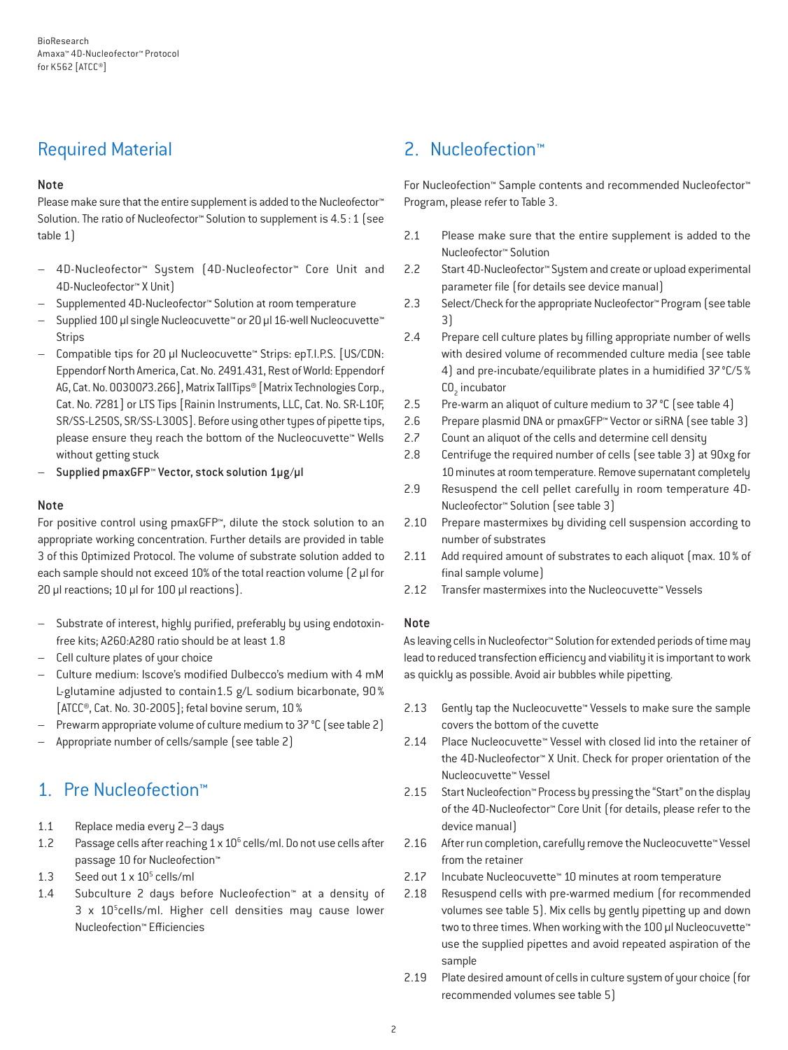## Required Material

### Note

Please make sure that the entire supplement is added to the Nucleofector™ Solution. The ratio of Nucleofector™ Solution to supplement is 4.5 : 1 (see table 1)

- 4D-Nucleofector™ System (4D-Nucleofector™ Core Unit and 4D-Nucleofector™ X Unit)
- Supplemented 4D-Nucleofector™ Solution at room temperature
- Supplied 100 µl single Nucleocuvette™ or 20 µl 16-well Nucleocuvette™ Strips
- Compatible tips for 20 µl Nucleocuvette™ Strips: epT.I.P.S. [US/CDN: Eppendorf North America, Cat. No. 2491.431, Rest of World: Eppendorf AG, Cat. No. 0030073.266], Matrix TallTips® [Matrix Technologies Corp., Cat. No. 7281] or LTS Tips [Rainin Instruments, LLC, Cat. No. SR-L10F, SR/SS-L250S, SR/SS-L300S]. Before using other types of pipette tips, please ensure they reach the bottom of the Nucleocuvette™ Wells without getting stuck
- Supplied pmaxGFP™ Vector, stock solution 1µg/µl

### Note

For positive control using pmaxGFP™, dilute the stock solution to an appropriate working concentration. Further details are provided in table 3 of this Optimized Protocol. The volume of substrate solution added to each sample should not exceed 10% of the total reaction volume (2 µl for 20 µl reactions; 10 µl for 100 µl reactions).

- Substrate of interest, highly purified, preferably by using endotoxin-free kits; A260:A280 ratio should be at least 1.8
- Cell culture plates of your choice
- Culture medium: Iscove's modified Dulbecco's medium with 4 mM L-glutamine adjusted to contain1.5 g/L sodium bicarbonate, 90% [ATCC®, Cat. No. 30-2005]; fetal bovine serum, 10%
- Prewarm appropriate volume of culture medium to 37 °C (see table 2)
- Appropriate number of cells/sample (see table 2)

## 1. Pre Nucleofection™

1.1 Replace media every 2–3 days

1.2 Passage cells after reaching 1 x $10^6$ cells/ml. Do not use cells after passage 10 for Nucleofection™

1.3 Seed out 1 x $10^5$ cells/ml

1.4 Subculture 2 days before Nucleofection™ at a density of 3 x $10^5$cells/ml. Higher cell densities may cause lower Nucleofection™ Efficiencies

## 2. Nucleofection™

For Nucleofection™ Sample contents and recommended Nucleofector™ Program, please refer to Table 3.

2.1 Please make sure that the entire supplement is added to the Nucleofector™ Solution

2.2 Start 4D-Nucleofector™ System and create or upload experimental parameter file (for details see device manual)

2.3 Select/Check for the appropriate Nucleofector™ Program (see table 3)

2.4 Prepare cell culture plates by filling appropriate number of wells with desired volume of recommended culture media (see table 4) and pre-incubate/equilibrate plates in a humidified 37 °C/5 % $CO_2$ incubator

2.5 Pre-warm an aliquot of culture medium to 37 °C (see table 4)

2.6 Prepare plasmid DNA or pmaxGFP™ Vector or siRNA (see table 3)

2.7 Count an aliquot of the cells and determine cell density

2.8 Centrifuge the required number of cells (see table 3) at 90xg for 10 minutes at room temperature. Remove supernatant completely

2.9 Resuspend the cell pellet carefully in room temperature 4D-Nucleofector™ Solution (see table 3)

2.10 Prepare mastermixes by dividing cell suspension according to number of substrates

2.11 Add required amount of substrates to each aliquot (max. 10 % of final sample volume)

2.12 Transfer mastermixes into the Nucleocuvette™ Vessels

### Note

As leaving cells in Nucleofector™ Solution for extended periods of time may lead to reduced transfection efficiency and viability it is important to work as quickly as possible. Avoid air bubbles while pipetting.

2.13 Gently tap the Nucleocuvette™ Vessels to make sure the sample covers the bottom of the cuvette

2.14 Place Nucleocuvette™ Vessel with closed lid into the retainer of the 4D-Nucleofector™ X Unit. Check for proper orientation of the Nucleocuvette™ Vessel

2.15 Start Nucleofection™ Process by pressing the "Start" on the display of the 4D-Nucleofector™ Core Unit (for details, please refer to the device manual)

2.16 After run completion, carefully remove the Nucleocuvette™ Vessel from the retainer

2.17 Incubate Nucleocuvette™ 10 minutes at room temperature

2.18 Resuspend cells with pre-warmed medium (for recommended volumes see table 5). Mix cells by gently pipetting up and down two to three times. When working with the 100 µl Nucleocuvette™ use the supplied pipettes and avoid repeated aspiration of the sample

2.19 Plate desired amount of cells in culture system of your choice (for recommended volumes see table 5)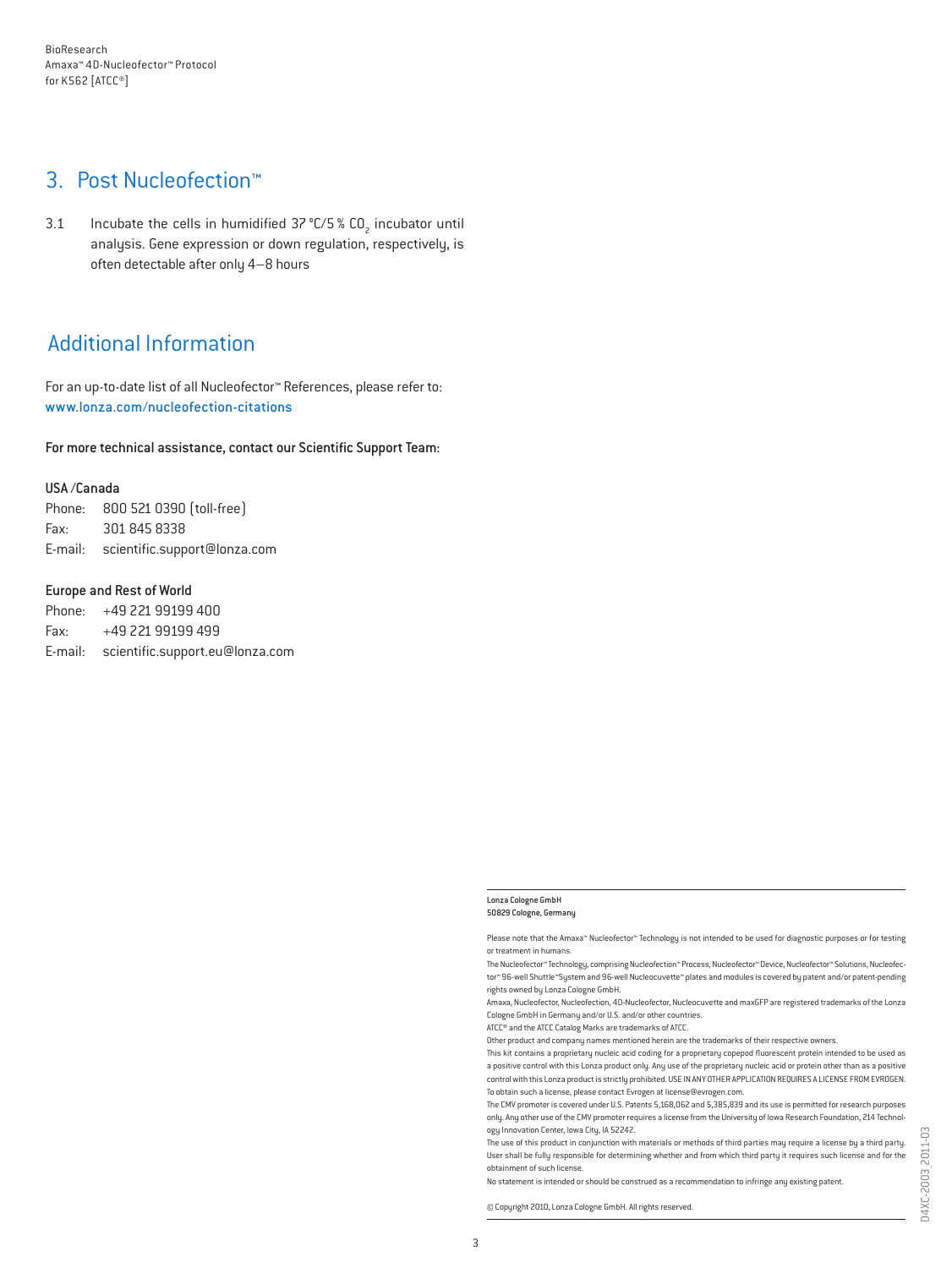## 3. Post Nucleofection™

3.1 Incubate the cells in humidified 37 °C/5 % $CO_2$ incubator until analysis. Gene expression or down regulation, respectively, is often detectable after only 4–8 hours

## Additional Information

For an up-to-date list of all Nucleofector™ References, please refer to:
www.lonza.com/nucleofection-citations

For more technical assistance, contact our Scientific Support Team:

**USA /Canada**
Phone: 800 521 0390 (toll-free)
Fax: 301 845 8338
E-mail: scientific.support@lonza.com

**Europe and Rest of World**
Phone: +49 221 99199 400
Fax: +49 221 99199 499
E-mail: scientific.support.eu@lonza.com

**Lonza Cologne GmbH**
**50829 Cologne, Germany**

Please note that the Amaxa™ Nucleofector™ Technology is not intended to be used for diagnostic purposes or for testing or treatment in humans.

The Nucleofector™ Technology, comprising Nucleofection™ Process, Nucleofector™ Device, Nucleofector™ Solutions, Nucleofector™ 96-well Shuttle™ System and 96-well Nucleocuvette™ plates and modules is covered by patent and/or patent-pending rights owned by Lonza Cologne GmbH.

Amaxa, Nucleofector, Nucleofection, 4D-Nucleofector, Nucleocuvette and maxGFP are registered trademarks of the Lonza Cologne GmbH in Germany and/or U.S. and/or other countries.

ATCC® and the ATCC Catalog Marks are trademarks of ATCC.

Other product and company names mentioned herein are the trademarks of their respective owners.

This kit contains a proprietary nucleic acid coding for a proprietary copepod fluorescent protein intended to be used as a positive control with this Lonza product only. Any use of the proprietary nucleic acid or protein other than as a positive control with this Lonza product is strictly prohibited. USE IN ANY OTHER APPLICATION REQUIRES A LICENSE FROM EVROGEN. To obtain such a license, please contact Evrogen at license@evrogen.com.

The CMV promoter is covered under U.S. Patents 5,168,062 and 5,385,839 and its use is permitted for research purposes only. Any other use of the CMV promoter requires a license from the University of Iowa Research Foundation, 214 Technology Innovation Center, Iowa City, IA 52242.

The use of this product in conjunction with materials or methods of third parties may require a license by a third party. User shall be fully responsible for determining whether and from which third party it requires such license and for the obtainment of such license.

No statement is intended or should be construed as a recommendation to infringe any existing patent.

© Copyright 2010, Lonza Cologne GmbH. All rights reserved.

D4XC-2003_2011-03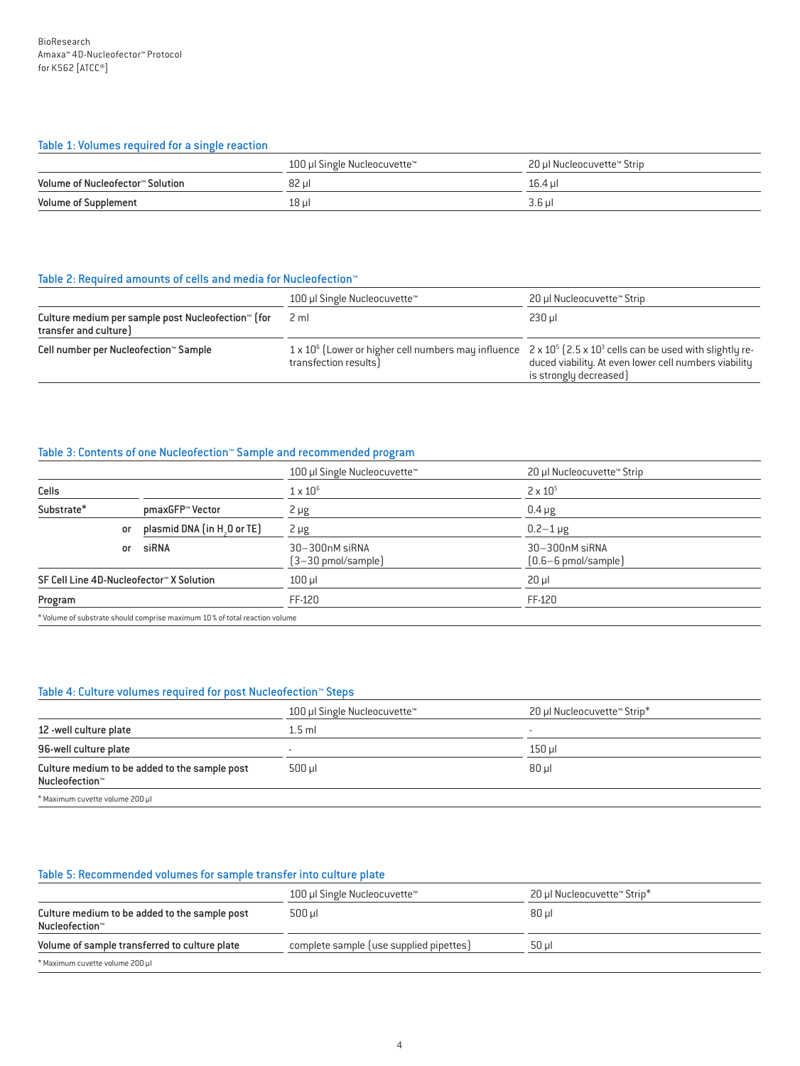### Table 1: Volumes required for a single reaction

| | 100 µl Single Nucleocuvette™ | 20 µl Nucleocuvette™ Strip |
|---|---|---|
| Volume of Nucleofector™ Solution | 82 µl | 16.4 µl |
| Volume of Supplement | 18 µl | 3.6 µl |

### Table 2: Required amounts of cells and media for Nucleofection™

| | 100 µl Single Nucleocuvette™ | 20 µl Nucleocuvette™ Strip |
|---|---|---|
| Culture medium per sample post Nucleofection™ (for transfer and culture) | 2 ml | 230 µl |
| Cell number per Nucleofection™ Sample | $1 \times 10^6$ (Lower or higher cell numbers may influence transfection results) | $2 \times 10^5$ ($2.5 \times 10^3$ cells can be used with slightly reduced viability. At even lower cell numbers viability is strongly decreased) |

### Table 3: Contents of one Nucleofection™ Sample and recommended program

| | | 100 µl Single Nucleocuvette™ | 20 µl Nucleocuvette™ Strip |
|---|---|---|---|
| Cells | | $1 \times 10^6$ | $2 \times 10^5$ |
| Substrate* | pmaxGFP™ Vector | 2 µg | 0.4 µg |
| or | plasmid DNA (in $H_2O$ or TE) | 2 µg | 0.2–1 µg |
| or | siRNA | 30–300nM siRNA (3–30 pmol/sample) | 30–300nM siRNA (0.6–6 pmol/sample) |
| SF Cell Line 4D-Nucleofector™ X Solution | | 100 µl | 20 µl |
| Program | | FF-120 | FF-120 |

\* Volume of substrate should comprise maximum 10 % of total reaction volume

### Table 4: Culture volumes required for post Nucleofection™ Steps

| | 100 µl Single Nucleocuvette™ | 20 µl Nucleocuvette™ Strip* |
|---|---|---|
| 12 -well culture plate | 1.5 ml | - |
| 96-well culture plate | - | 150 µl |
| Culture medium to be added to the sample post Nucleofection™ | 500 µl | 80 µl |

\* Maximum cuvette volume 200 µl

### Table 5: Recommended volumes for sample transfer into culture plate

| | 100 µl Single Nucleocuvette™ | 20 µl Nucleocuvette™ Strip* |
|---|---|---|
| Culture medium to be added to the sample post Nucleofection™ | 500 µl | 80 µl |
| Volume of sample transferred to culture plate | complete sample (use supplied pipettes) | 50 µl |

\* Maximum cuvette volume 200 µl